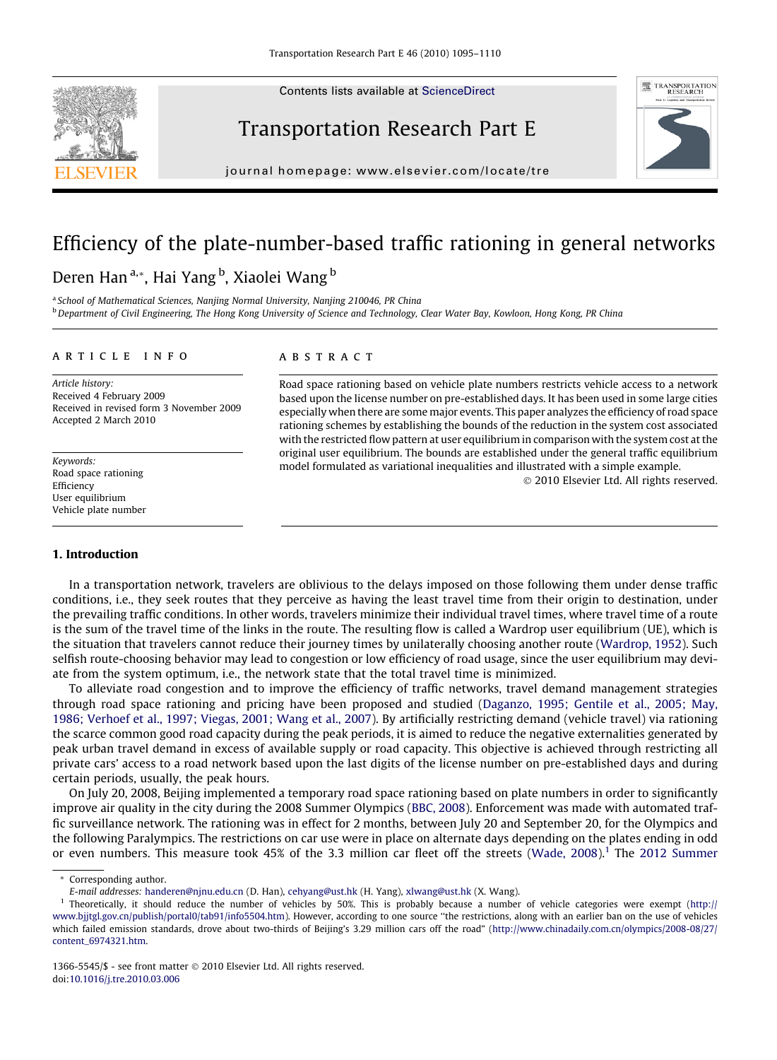Contents lists available at ScienceDirect

# Transportation Research Part E

journal homepage: www.elsevier.com/locate/tre

# Efficiency of the plate-number-based traffic rationing in general networks

Deren Han [a,*], Hai Yang [b], Xiaolei Wang [b]

[a] School of Mathematical Sciences, Nanjing Normal University, Nanjing 210046, PR China

[b] Department of Civil Engineering, The Hong Kong University of Science and Technology, Clear Water Bay, Kowloon, Hong Kong, PR China

**ARTICLE INFO**

*Article history:*
Received 4 February 2009
Received in revised form 3 November 2009
Accepted 2 March 2010

*Keywords:*
Road space rationing
Efficiency
User equilibrium
Vehicle plate number

**ABSTRACT**

Road space rationing based on vehicle plate numbers restricts vehicle access to a network based upon the license number on pre-established days. It has been used in some large cities especially when there are some major events. This paper analyzes the efficiency of road space rationing schemes by establishing the bounds of the reduction in the system cost associated with the restricted flow pattern at user equilibrium in comparison with the system cost at the original user equilibrium. The bounds are established under the general traffic equilibrium model formulated as variational inequalities and illustrated with a simple example.

© 2010 Elsevier Ltd. All rights reserved.

## 1. Introduction

In a transportation network, travelers are oblivious to the delays imposed on those following them under dense traffic conditions, i.e., they seek routes that they perceive as having the least travel time from their origin to destination, under the prevailing traffic conditions. In other words, travelers minimize their individual travel times, where travel time of a route is the sum of the travel time of the links in the route. The resulting flow is called a Wardrop user equilibrium (UE), which is the situation that travelers cannot reduce their journey times by unilaterally choosing another route (Wardrop, 1952). Such selfish route-choosing behavior may lead to congestion or low efficiency of road usage, since the user equilibrium may deviate from the system optimum, i.e., the network state that the total travel time is minimized.

To alleviate road congestion and to improve the efficiency of traffic networks, travel demand management strategies through road space rationing and pricing have been proposed and studied (Daganzo, 1995; Gentile et al., 2005; May, 1986; Verhoef et al., 1997; Viegas, 2001; Wang et al., 2007). By artificially restricting demand (vehicle travel) via rationing the scarce common good road capacity during the peak periods, it is aimed to reduce the negative externalities generated by peak urban travel demand in excess of available supply or road capacity. This objective is achieved through restricting all private cars' access to a road network based upon the last digits of the license number on pre-established days and during certain periods, usually, the peak hours.

On July 20, 2008, Beijing implemented a temporary road space rationing based on plate numbers in order to significantly improve air quality in the city during the 2008 Summer Olympics (BBC, 2008). Enforcement was made with automated traffic surveillance network. The rationing was in effect for 2 months, between July 20 and September 20, for the Olympics and the following Paralympics. The restrictions on car use were in place on alternate days depending on the plates ending in odd or even numbers. This measure took 45% of the 3.3 million car fleet off the streets (Wade, 2008).[1] The 2012 Summer

---

* Corresponding author.
E-mail addresses: handeren@njnu.edu.cn (D. Han), cehyang@ust.hk (H. Yang), xlwang@ust.hk (X. Wang).

[1] Theoretically, it should reduce the number of vehicles by 50%. This is probably because a number of vehicle categories were exempt (http://www.bjjtgl.gov.cn/publish/portal0/tab91/info5504.htm). However, according to one source "the restrictions, along with an earlier ban on the use of vehicles which failed emission standards, drove about two-thirds of Beijing's 3.29 million cars off the road" (http://www.chinadaily.com.cn/olympics/2008-08/27/content_6974321.htm.

1366-5545/$ - see front matter © 2010 Elsevier Ltd. All rights reserved.
doi:10.1016/j.tre.2010.03.006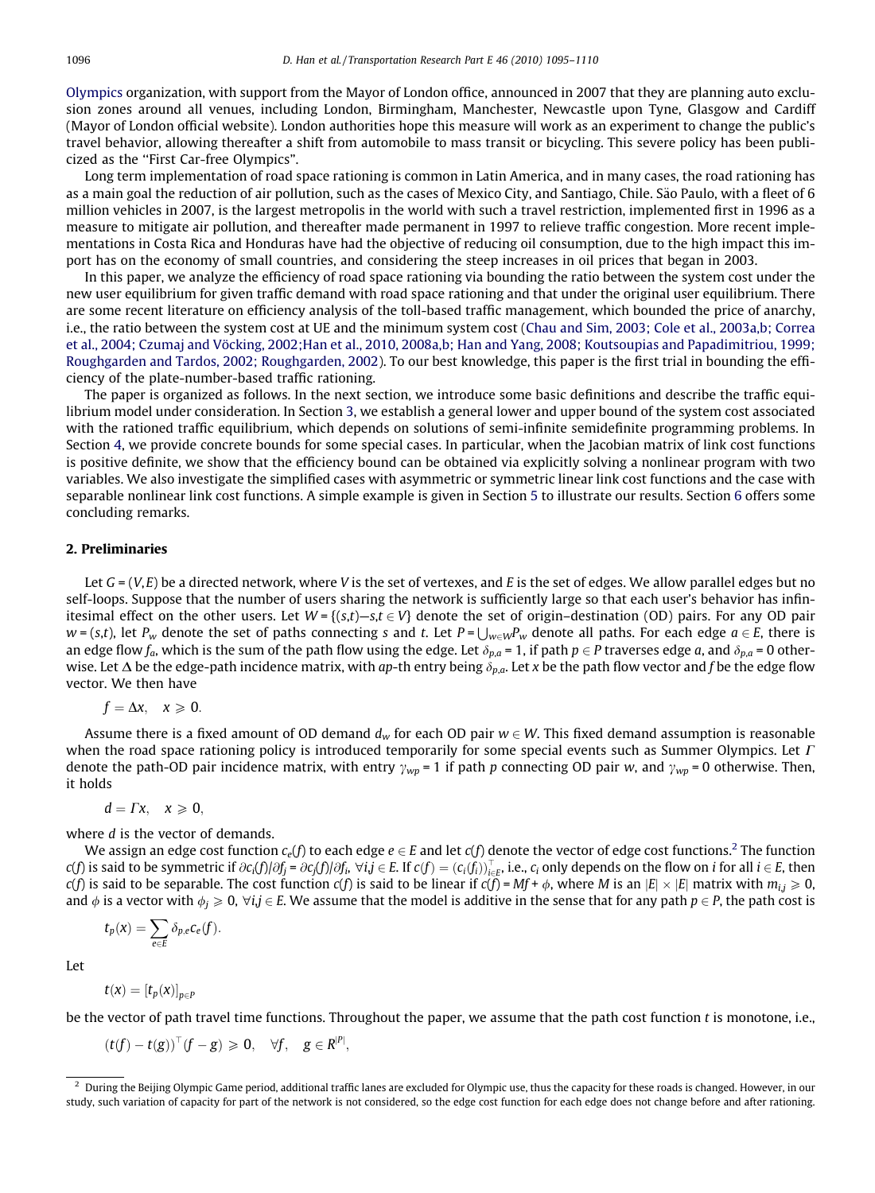Olympics organization, with support from the Mayor of London office, announced in 2007 that they are planning auto exclusion zones around all venues, including London, Birmingham, Manchester, Newcastle upon Tyne, Glasgow and Cardiff (Mayor of London official website). London authorities hope this measure will work as an experiment to change the public's travel behavior, allowing thereafter a shift from automobile to mass transit or bicycling. This severe policy has been publicized as the "First Car-free Olympics".

Long term implementation of road space rationing is common in Latin America, and in many cases, the road rationing has as a main goal the reduction of air pollution, such as the cases of Mexico City, and Santiago, Chile. São Paulo, with a fleet of 6 million vehicles in 2007, is the largest metropolis in the world with such a travel restriction, implemented first in 1996 as a measure to mitigate air pollution, and thereafter made permanent in 1997 to relieve traffic congestion. More recent implementations in Costa Rica and Honduras have had the objective of reducing oil consumption, due to the high impact this import has on the economy of small countries, and considering the steep increases in oil prices that began in 2003.

In this paper, we analyze the efficiency of road space rationing via bounding the ratio between the system cost under the new user equilibrium for given traffic demand with road space rationing and that under the original user equilibrium. There are some recent literature on efficiency analysis of the toll-based traffic management, which bounded the price of anarchy, i.e., the ratio between the system cost at UE and the minimum system cost (Chau and Sim, 2003; Cole et al., 2003a,b; Correa et al., 2004; Czumaj and Vöcking, 2002;Han et al., 2010, 2008a,b; Han and Yang, 2008; Koutsoupias and Papadimitriou, 1999; Roughgarden and Tardos, 2002; Roughgarden, 2002). To our best knowledge, this paper is the first trial in bounding the efficiency of the plate-number-based traffic rationing.

The paper is organized as follows. In the next section, we introduce some basic definitions and describe the traffic equilibrium model under consideration. In Section 3, we establish a general lower and upper bound of the system cost associated with the rationed traffic equilibrium, which depends on solutions of semi-infinite semidefinite programming problems. In Section 4, we provide concrete bounds for some special cases. In particular, when the Jacobian matrix of link cost functions is positive definite, we show that the efficiency bound can be obtained via explicitly solving a nonlinear program with two variables. We also investigate the simplified cases with asymmetric or symmetric linear link cost functions and the case with separable nonlinear link cost functions. A simple example is given in Section 5 to illustrate our results. Section 6 offers some concluding remarks.

## 2. Preliminaries

Let $G = (V,E)$ be a directed network, where $V$ is the set of vertexes, and $E$ is the set of edges. We allow parallel edges but no self-loops. Suppose that the number of users sharing the network is sufficiently large so that each user's behavior has infinitesimal effect on the other users. Let $W = \{(s,t)–s,t \in V\}$ denote the set of origin–destination (OD) pairs. For any OD pair $w = (s,t)$, let $P_w$ denote the set of paths connecting $s$ and $t$. Let $P = \bigcup_{w\in W} P_w$ denote all paths. For each edge $a \in E$, there is an edge flow $f_a$, which is the sum of the path flow using the edge. Let $\delta_{p,a} = 1$, if path $p \in P$ traverses edge $a$, and $\delta_{p,a} = 0$ otherwise. Let $\Delta$ be the edge-path incidence matrix, with $ap$-th entry being $\delta_{p,a}$. Let $x$ be the path flow vector and $f$ be the edge flow vector. We then have

$$f = \Delta x, \quad x \geqslant 0.$$

Assume there is a fixed amount of OD demand $d_w$ for each OD pair $w \in W$. This fixed demand assumption is reasonable when the road space rationing policy is introduced temporarily for some special events such as Summer Olympics. Let $\Gamma$ denote the path-OD pair incidence matrix, with entry $\gamma_{wp} = 1$ if path $p$ connecting OD pair $w$, and $\gamma_{wp} = 0$ otherwise. Then, it holds

$$d = \Gamma x, \quad x \geqslant 0,$$

where $d$ is the vector of demands.

We assign an edge cost function $c_e(f)$ to each edge $e \in E$ and let $c(f)$ denote the vector of edge cost functions.[2] The function $c(f)$ is said to be symmetric if $\partial c_i(f)/\partial f_j = \partial c_j(f)/\partial f_i$, $\forall i,j \in E$. If $c(f) = (c_i(f_i))_{i\in E}^{\top}$, i.e., $c_i$ only depends on the flow on $i$ for all $i \in E$, then $c(f)$ is said to be separable. The cost function $c(f)$ is said to be linear if $c(f) = Mf + \phi$, where $M$ is an $|E| \times |E|$ matrix with $m_{i,j} \geqslant 0$, and $\phi$ is a vector with $\phi_j \geqslant 0$, $\forall i,j \in E$. We assume that the model is additive in the sense that for any path $p \in P$, the path cost is

$$t_p(x) = \sum_{e\in E} \delta_{p,e} c_e(f).$$

Let

$$t(x) = [t_p(x)]_{p\in P}$$

be the vector of path travel time functions. Throughout the paper, we assume that the path cost function $t$ is monotone, i.e.,

$$(t(f) - t(g))^{\top}(f - g) \geqslant 0, \quad \forall f, \quad g \in R^{|P|},$$

[2] During the Beijing Olympic Game period, additional traffic lanes are excluded for Olympic use, thus the capacity for these roads is changed. However, in our study, such variation of capacity for part of the network is not considered, so the edge cost function for each edge does not change before and after rationing.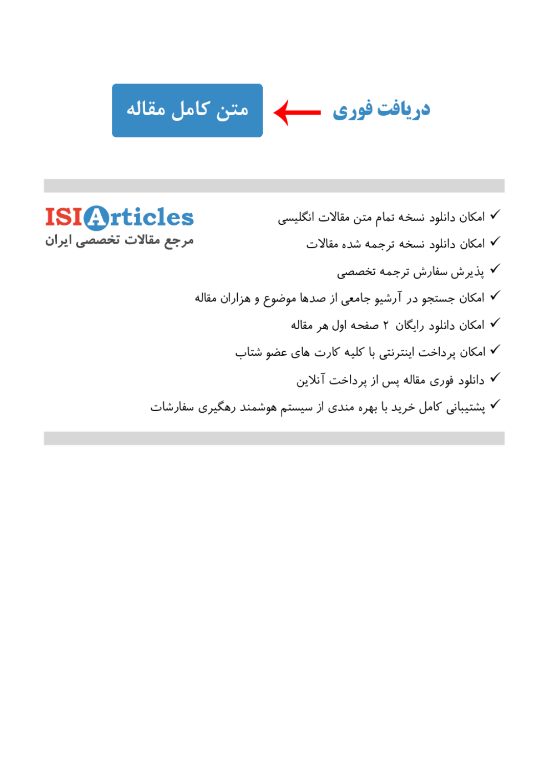دریافت فوری ← متن کامل مقاله

**ISIArticles**
مرجع مقالات تخصصی ایران

- ✓ امکان دانلود نسخه تمام متن مقالات انگلیسی
- ✓ امکان دانلود نسخه ترجمه شده مقالات
- ✓ پذیرش سفارش ترجمه تخصصی
- ✓ امکان جستجو در آرشیو جامعی از صدها موضوع و هزاران مقاله
- ✓ امکان دانلود رایگان ۲ صفحه اول هر مقاله
- ✓ امکان پرداخت اینترنتی با کلیه کارت های عضو شتاب
- ✓ دانلود فوری مقاله پس از پرداخت آنلاین
- ✓ پشتیبانی کامل خرید با بهره مندی از سیستم هوشمند رهگیری سفارشات